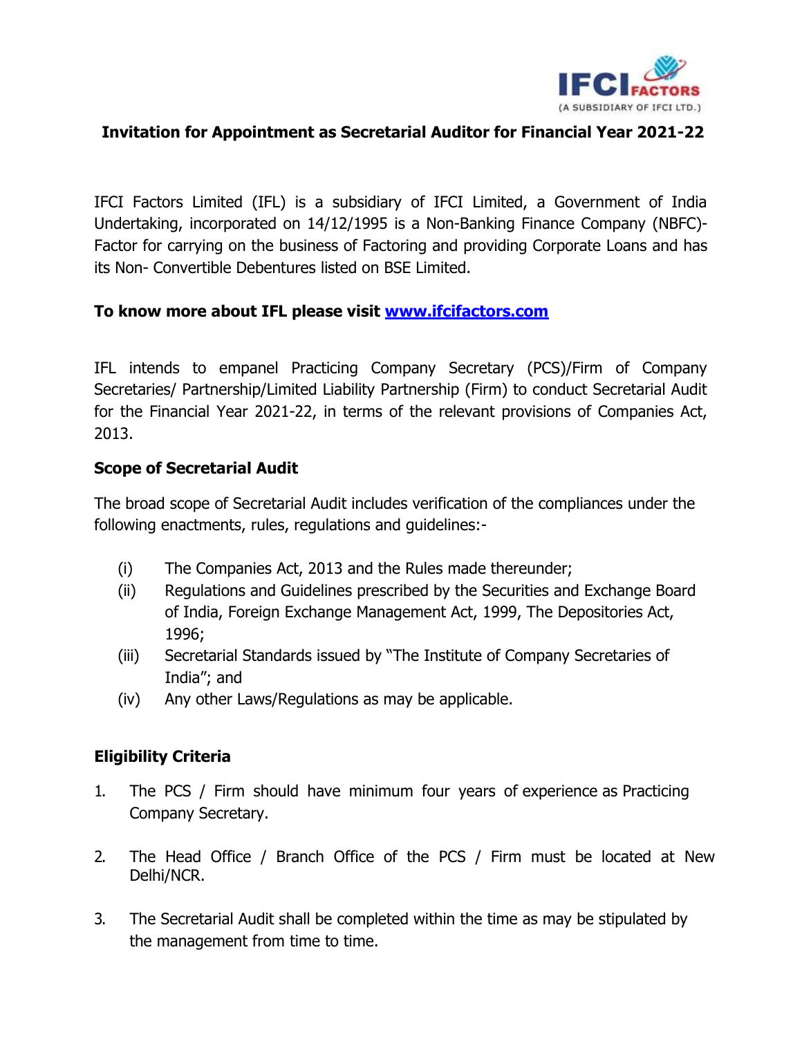## Invitation for Appointment as Secretarial Auditor for Financial Year 2021-22

IFCI Factors Limited (IFL) is a subsidiary of IFCI Limited, a Government of India Undertaking, incorporated on 14/12/1995 is a Non-Banking Finance Company (NBFC)-Factor for carrying on the business of Factoring and providing Corporate Loans and has its Non- Convertible Debentures listed on BSE Limited.

**To know more about IFL please visit [www.ifcifactors.com](http://www.ifcifactors.com)**

IFL intends to empanel Practicing Company Secretary (PCS)/Firm of Company Secretaries/ Partnership/Limited Liability Partnership (Firm) to conduct Secretarial Audit for the Financial Year 2021-22, in terms of the relevant provisions of Companies Act, 2013.

### Scope of Secretarial Audit

The broad scope of Secretarial Audit includes verification of the compliances under the following enactments, rules, regulations and guidelines:-

(i) The Companies Act, 2013 and the Rules made thereunder;

(ii) Regulations and Guidelines prescribed by the Securities and Exchange Board of India, Foreign Exchange Management Act, 1999, The Depositories Act, 1996;

(iii) Secretarial Standards issued by "The Institute of Company Secretaries of India"; and

(iv) Any other Laws/Regulations as may be applicable.

### Eligibility Criteria

1. The PCS / Firm should have minimum four years of experience as Practicing Company Secretary.

2. The Head Office / Branch Office of the PCS / Firm must be located at New Delhi/NCR.

3. The Secretarial Audit shall be completed within the time as may be stipulated by the management from time to time.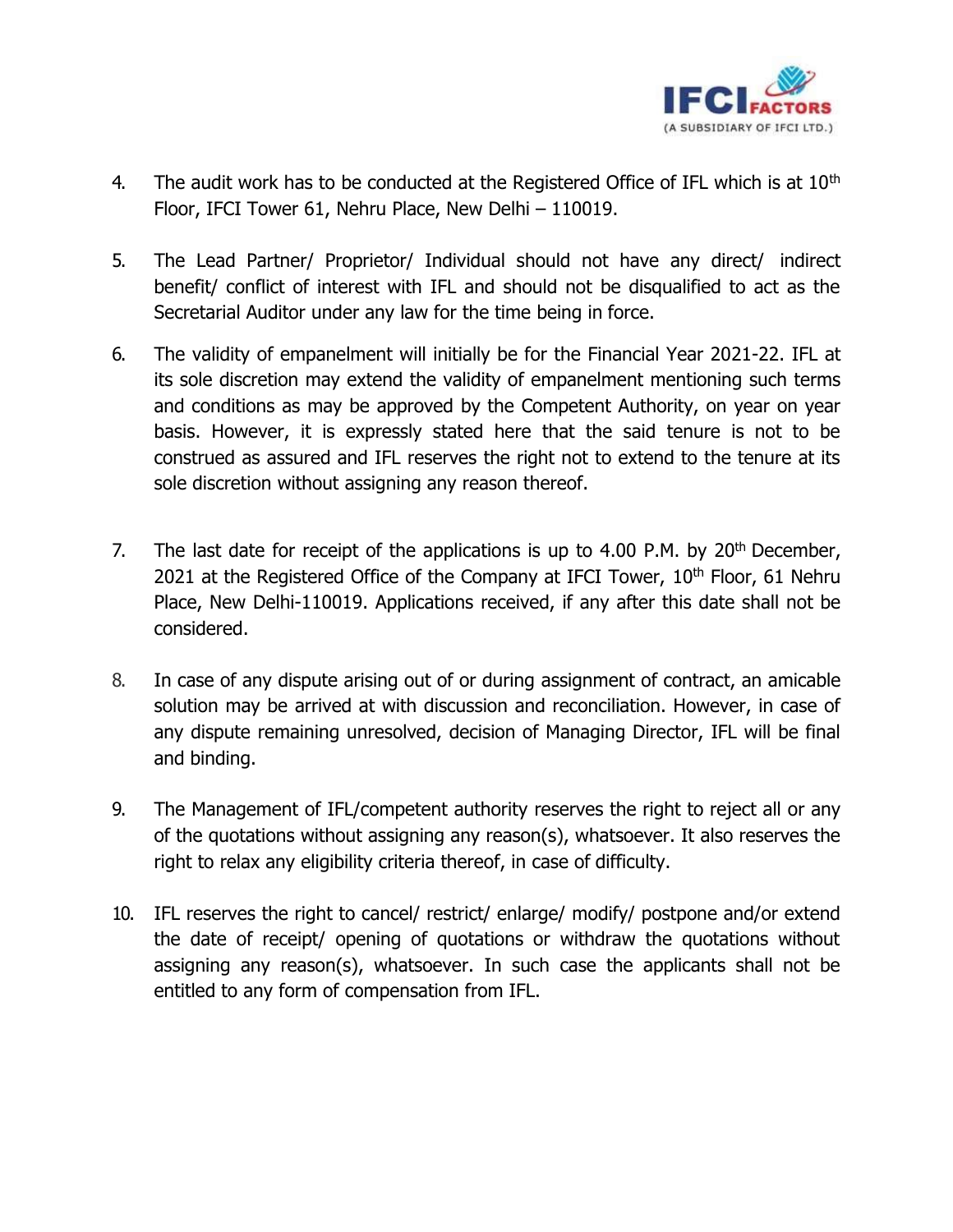4. The audit work has to be conducted at the Registered Office of IFL which is at 10th Floor, IFCI Tower 61, Nehru Place, New Delhi – 110019.

5. The Lead Partner/ Proprietor/ Individual should not have any direct/ indirect benefit/ conflict of interest with IFL and should not be disqualified to act as the Secretarial Auditor under any law for the time being in force.

6. The validity of empanelment will initially be for the Financial Year 2021-22. IFL at its sole discretion may extend the validity of empanelment mentioning such terms and conditions as may be approved by the Competent Authority, on year on year basis. However, it is expressly stated here that the said tenure is not to be construed as assured and IFL reserves the right not to extend to the tenure at its sole discretion without assigning any reason thereof.

7. The last date for receipt of the applications is up to 4.00 P.M. by 20th December, 2021 at the Registered Office of the Company at IFCI Tower, 10th Floor, 61 Nehru Place, New Delhi-110019. Applications received, if any after this date shall not be considered.

8. In case of any dispute arising out of or during assignment of contract, an amicable solution may be arrived at with discussion and reconciliation. However, in case of any dispute remaining unresolved, decision of Managing Director, IFL will be final and binding.

9. The Management of IFL/competent authority reserves the right to reject all or any of the quotations without assigning any reason(s), whatsoever. It also reserves the right to relax any eligibility criteria thereof, in case of difficulty.

10. IFL reserves the right to cancel/ restrict/ enlarge/ modify/ postpone and/or extend the date of receipt/ opening of quotations or withdraw the quotations without assigning any reason(s), whatsoever. In such case the applicants shall not be entitled to any form of compensation from IFL.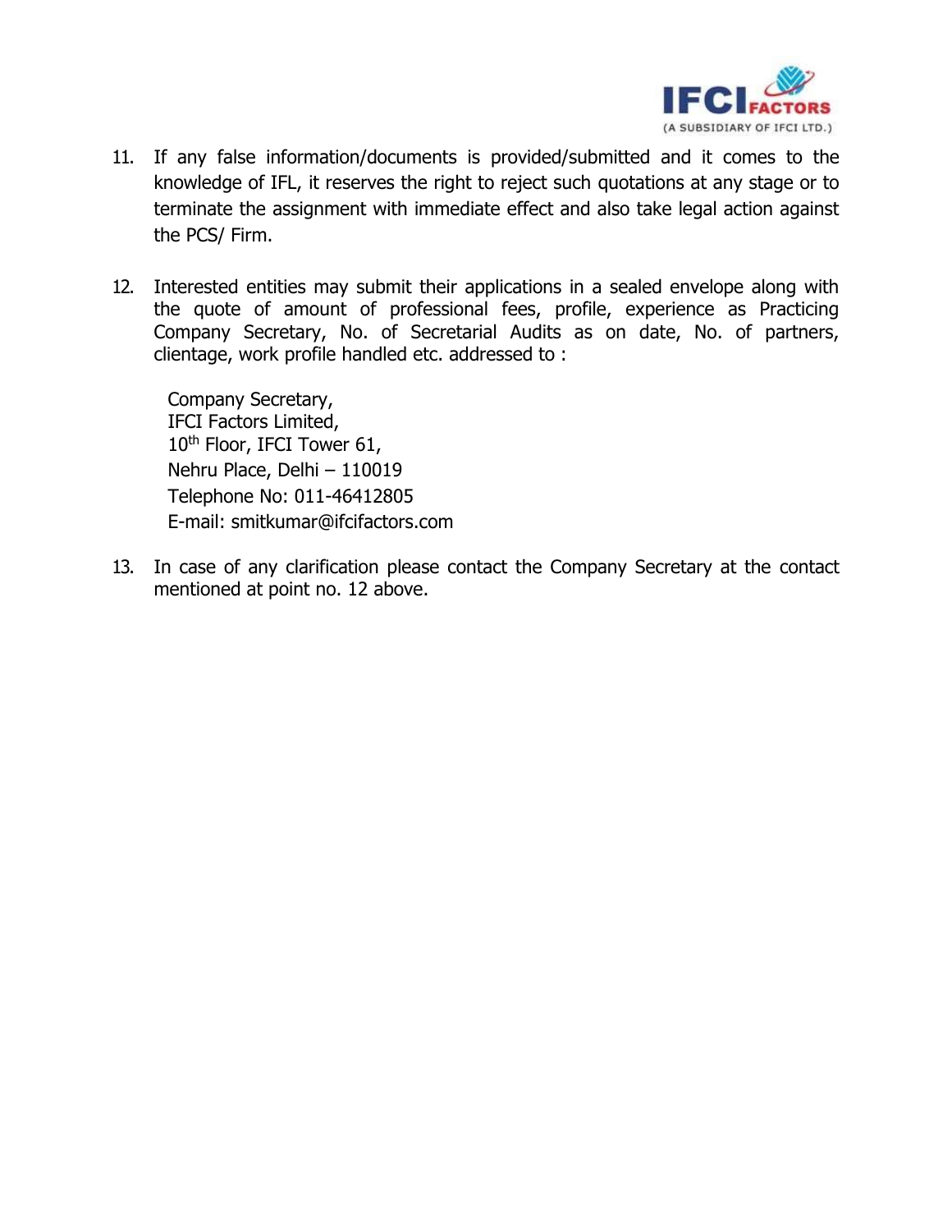11. If any false information/documents is provided/submitted and it comes to the knowledge of IFL, it reserves the right to reject such quotations at any stage or to terminate the assignment with immediate effect and also take legal action against the PCS/ Firm.

12. Interested entities may submit their applications in a sealed envelope along with the quote of amount of professional fees, profile, experience as Practicing Company Secretary, No. of Secretarial Audits as on date, No. of partners, clientage, work profile handled etc. addressed to :

    Company Secretary,
    IFCI Factors Limited,
    10th Floor, IFCI Tower 61,
    Nehru Place, Delhi – 110019
    Telephone No: 011-46412805
    E-mail: smitkumar@ifcifactors.com

13. In case of any clarification please contact the Company Secretary at the contact mentioned at point no. 12 above.